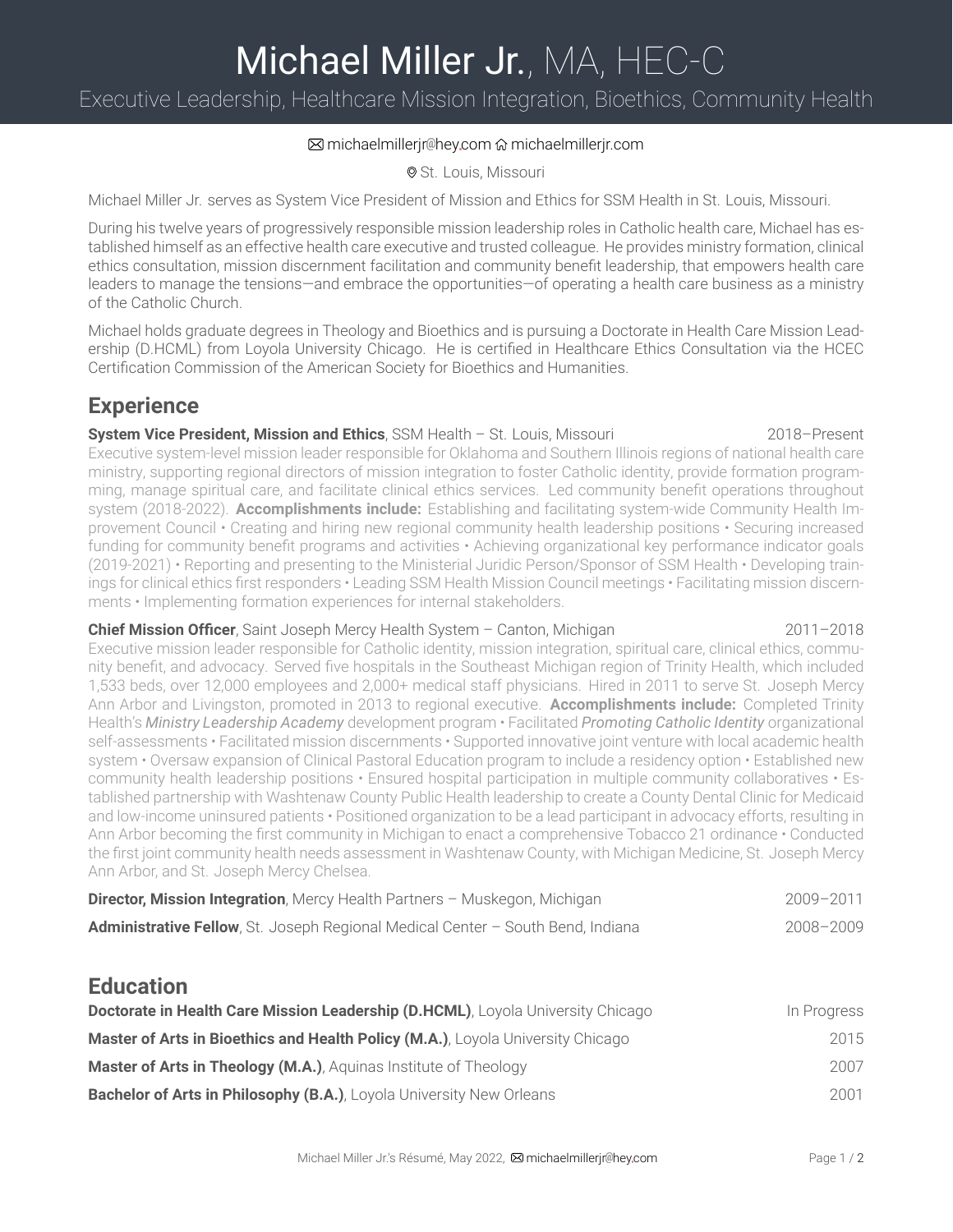# Michael Miller Jr., MA, HEC-C

Executive Leadership, Healthcare Mission Integration, Bioethics, Community Health

✉ michaelmillerjr@hey.com ⌂ michaelmillerjr.com

St. Louis, Missouri

Michael Miller Jr. serves as System Vice President of Mission and Ethics for SSM Health in St. Louis, Missouri.

During his twelve years of progressively responsible mission leadership roles in Catholic health care, Michael has established himself as an effective health care executive and trusted colleague. He provides ministry formation, clinical ethics consultation, mission discernment facilitation and community benefit leadership, that empowers health care leaders to manage the tensions—and embrace the opportunities—of operating a health care business as a ministry of the Catholic Church.

Michael holds graduate degrees in Theology and Bioethics and is pursuing a Doctorate in Health Care Mission Leadership (D.HCML) from Loyola University Chicago. He is certified in Healthcare Ethics Consultation via the HCEC Certification Commission of the American Society for Bioethics and Humanities.

## Experience

**System Vice President, Mission and Ethics**, SSM Health – St. Louis, Missouri — 2018–Present

Executive system-level mission leader responsible for Oklahoma and Southern Illinois regions of national health care ministry, supporting regional directors of mission integration to foster Catholic identity, provide formation programming, manage spiritual care, and facilitate clinical ethics services. Led community benefit operations throughout system (2018-2022). **Accomplishments include:** Establishing and facilitating system-wide Community Health Improvement Council • Creating and hiring new regional community health leadership positions • Securing increased funding for community benefit programs and activities • Achieving organizational key performance indicator goals (2019-2021) • Reporting and presenting to the Ministerial Juridic Person/Sponsor of SSM Health • Developing trainings for clinical ethics first responders • Leading SSM Health Mission Council meetings • Facilitating mission discernments • Implementing formation experiences for internal stakeholders.

**Chief Mission Officer**, Saint Joseph Mercy Health System – Canton, Michigan — 2011–2018

Executive mission leader responsible for Catholic identity, mission integration, spiritual care, clinical ethics, community benefit, and advocacy. Served five hospitals in the Southeast Michigan region of Trinity Health, which included 1,533 beds, over 12,000 employees and 2,000+ medical staff physicians. Hired in 2011 to serve St. Joseph Mercy Ann Arbor and Livingston, promoted in 2013 to regional executive. **Accomplishments include:** Completed Trinity Health's *Ministry Leadership Academy* development program • Facilitated *Promoting Catholic Identity* organizational self-assessments • Facilitated mission discernments • Supported innovative joint venture with local academic health system • Oversaw expansion of Clinical Pastoral Education program to include a residency option • Established new community health leadership positions • Ensured hospital participation in multiple community collaboratives • Established partnership with Washtenaw County Public Health leadership to create a County Dental Clinic for Medicaid and low-income uninsured patients • Positioned organization to be a lead participant in advocacy efforts, resulting in Ann Arbor becoming the first community in Michigan to enact a comprehensive Tobacco 21 ordinance • Conducted the first joint community health needs assessment in Washtenaw County, with Michigan Medicine, St. Joseph Mercy Ann Arbor, and St. Joseph Mercy Chelsea.

**Director, Mission Integration**, Mercy Health Partners – Muskegon, Michigan — 2009–2011

**Administrative Fellow**, St. Joseph Regional Medical Center – South Bend, Indiana — 2008–2009

## Education

**Doctorate in Health Care Mission Leadership (D.HCML)**, Loyola University Chicago — In Progress

**Master of Arts in Bioethics and Health Policy (M.A.)**, Loyola University Chicago — 2015

**Master of Arts in Theology (M.A.)**, Aquinas Institute of Theology — 2007

**Bachelor of Arts in Philosophy (B.A.)**, Loyola University New Orleans — 2001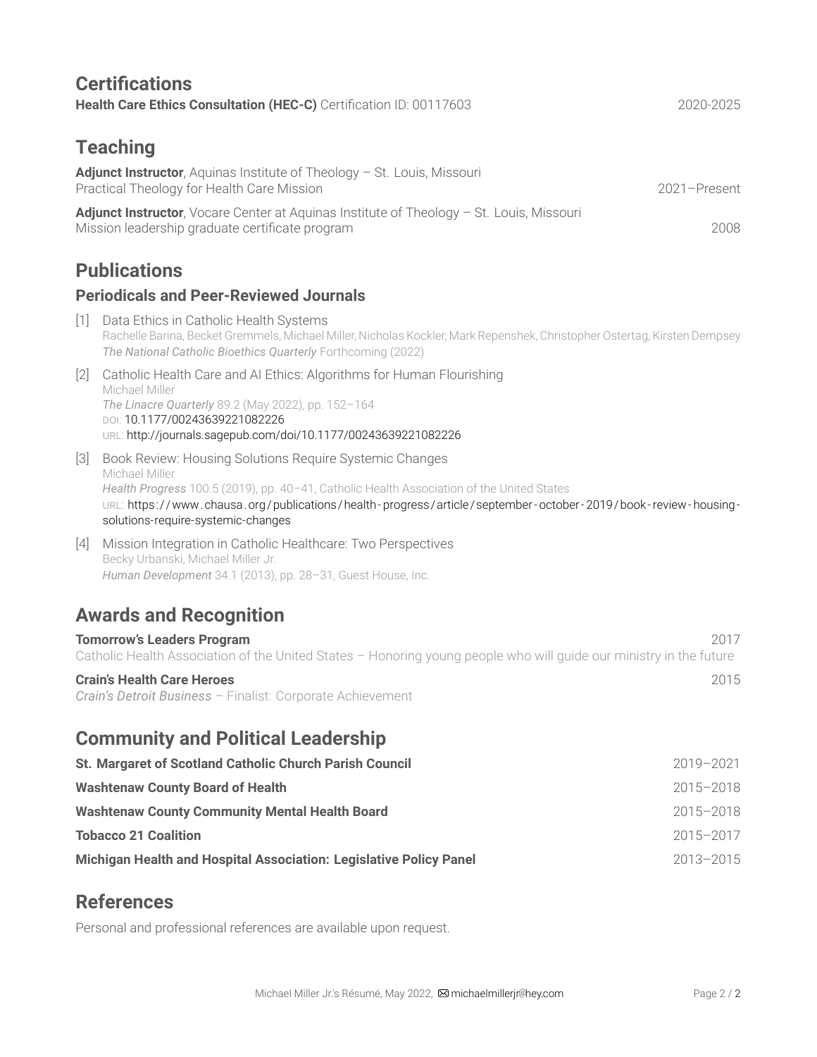## Certifications

**Health Care Ethics Consultation (HEC-C)** Certification ID: 00117603 2020-2025

## Teaching

**Adjunct Instructor**, Aquinas Institute of Theology – St. Louis, Missouri
Practical Theology for Health Care Mission 2021–Present

**Adjunct Instructor**, Vocare Center at Aquinas Institute of Theology – St. Louis, Missouri
Mission leadership graduate certificate program 2008

## Publications

### Periodicals and Peer-Reviewed Journals

[1] Data Ethics in Catholic Health Systems
Rachelle Barina, Becket Gremmels, Michael Miller, Nicholas Kockler, Mark Repenshek, Christopher Ostertag, Kirsten Dempsey
*The National Catholic Bioethics Quarterly* Forthcoming (2022)

[2] Catholic Health Care and AI Ethics: Algorithms for Human Flourishing
Michael Miller
*The Linacre Quarterly* 89.2 (May 2022), pp. 152–164
DOI: 10.1177/00243639221082226
URL: http://journals.sagepub.com/doi/10.1177/00243639221082226

[3] Book Review: Housing Solutions Require Systemic Changes
Michael Miller
*Health Progress* 100.5 (2019), pp. 40–41, Catholic Health Association of the United States
URL: https://www.chausa.org/publications/health-progress/article/september-october-2019/book-review-housing-solutions-require-systemic-changes

[4] Mission Integration in Catholic Healthcare: Two Perspectives
Becky Urbanski, Michael Miller Jr.
*Human Development* 34.1 (2013), pp. 28–31, Guest House, Inc.

## Awards and Recognition

**Tomorrow's Leaders Program** 2017
Catholic Health Association of the United States – Honoring young people who will guide our ministry in the future

**Crain's Health Care Heroes** 2015
*Crain's Detroit Business* – Finalist: Corporate Achievement

## Community and Political Leadership

**St. Margaret of Scotland Catholic Church Parish Council** 2019–2021

**Washtenaw County Board of Health** 2015–2018

**Washtenaw County Community Mental Health Board** 2015–2018

**Tobacco 21 Coalition** 2015–2017

**Michigan Health and Hospital Association: Legislative Policy Panel** 2013–2015

## References

Personal and professional references are available upon request.